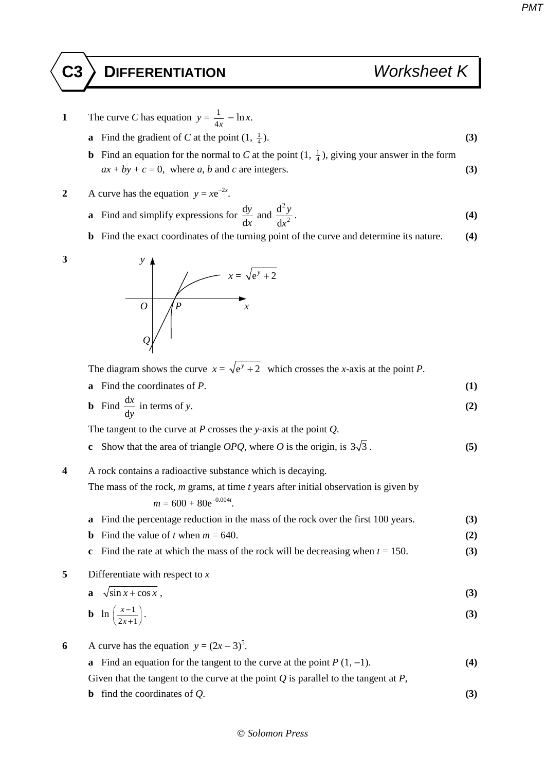# C3 DIFFERENTIATION — Worksheet K

**1** The curve $C$ has equation $y = \frac{1}{4x} - \ln x$.

**a** Find the gradient of $C$ at the point $(1, \frac{1}{4})$. **(3)**

**b** Find an equation for the normal to $C$ at the point $(1, \frac{1}{4})$, giving your answer in the form $ax + by + c = 0$, where $a$, $b$ and $c$ are integers. **(3)**

**2** A curve has the equation $y = x\mathrm{e}^{-2x}$.

**a** Find and simplify expressions for $\frac{\mathrm{d}y}{\mathrm{d}x}$ and $\frac{\mathrm{d}^2y}{\mathrm{d}x^2}$. **(4)**

**b** Find the exact coordinates of the turning point of the curve and determine its nature. **(4)**

**3**

$x = \sqrt{\mathrm{e}^y + 2}$

The diagram shows the curve $x = \sqrt{\mathrm{e}^y + 2}$ which crosses the $x$-axis at the point $P$.

**a** Find the coordinates of $P$. **(1)**

**b** Find $\frac{\mathrm{d}x}{\mathrm{d}y}$ in terms of $y$. **(2)**

The tangent to the curve at $P$ crosses the $y$-axis at the point $Q$.

**c** Show that the area of triangle $OPQ$, where $O$ is the origin, is $3\sqrt{3}$. **(5)**

**4** A rock contains a radioactive substance which is decaying.

The mass of the rock, $m$ grams, at time $t$ years after initial observation is given by

$$m = 600 + 80\mathrm{e}^{-0.004t}.$$

**a** Find the percentage reduction in the mass of the rock over the first 100 years. **(3)**

**b** Find the value of $t$ when $m = 640$. **(2)**

**c** Find the rate at which the mass of the rock will be decreasing when $t = 150$. **(3)**

**5** Differentiate with respect to $x$

**a** $\sqrt{\sin x + \cos x}$, **(3)**

**b** $\ln\left(\frac{x-1}{2x+1}\right)$. **(3)**

**6** A curve has the equation $y = (2x - 3)^5$.

**a** Find an equation for the tangent to the curve at the point $P$ $(1, -1)$. **(4)**

Given that the tangent to the curve at the point $Q$ is parallel to the tangent at $P$,

**b** find the coordinates of $Q$. **(3)**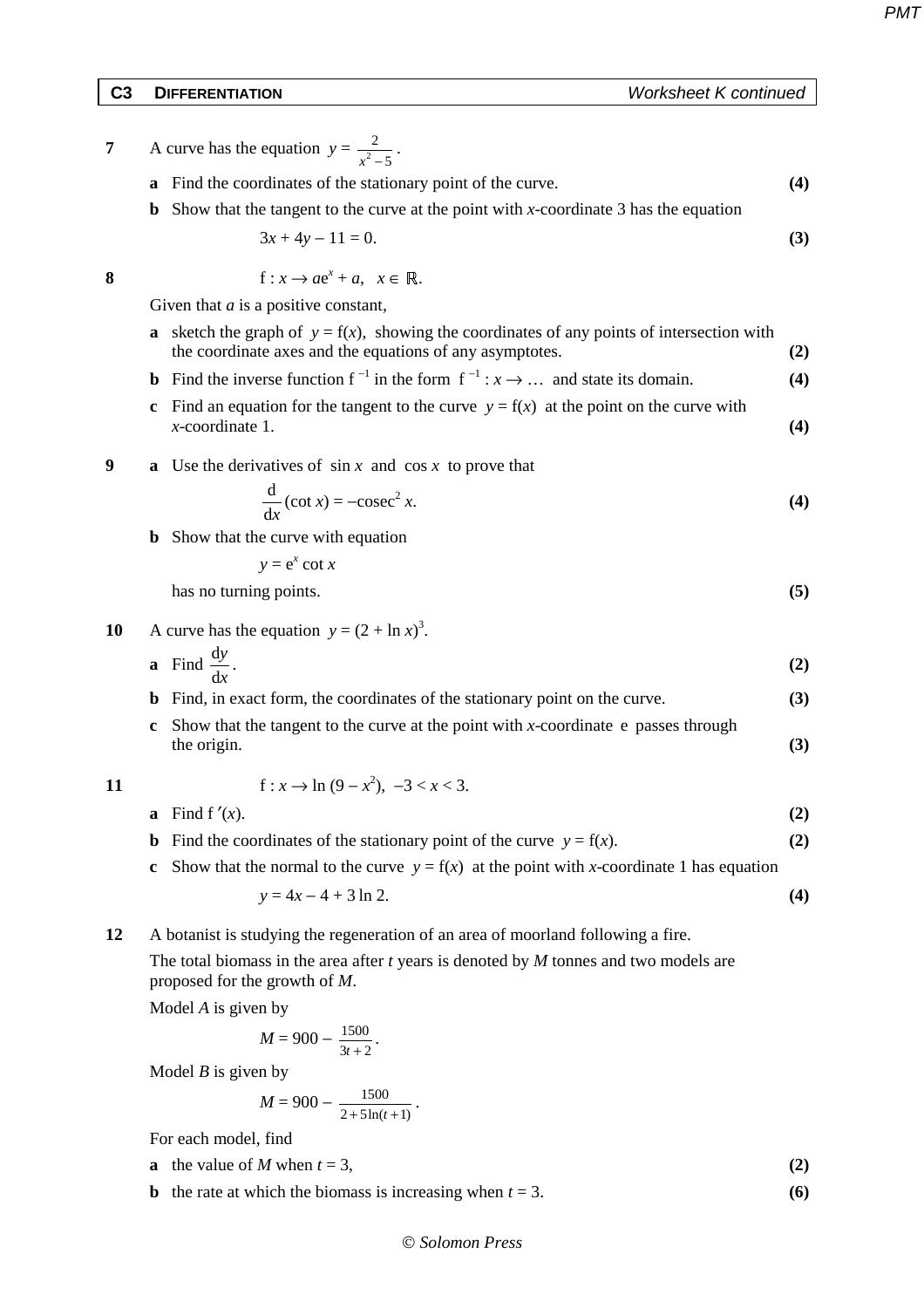**C3 DIFFERENTIATION** *Worksheet K continued*

**7** A curve has the equation $y = \dfrac{2}{x^2 - 5}$.

**a** Find the coordinates of the stationary point of the curve. **(4)**

**b** Show that the tangent to the curve at the point with $x$-coordinate 3 has the equation

$$3x + 4y - 11 = 0.$$ **(3)**

**8** $$\text{f} : x \to a\text{e}^x + a, \quad x \in \mathbb{R}.$$

Given that $a$ is a positive constant,

**a** sketch the graph of $y = \text{f}(x)$, showing the coordinates of any points of intersection with the coordinate axes and the equations of any asymptotes. **(2)**

**b** Find the inverse function $\text{f}^{-1}$ in the form $\text{f}^{-1} : x \to \ldots$ and state its domain. **(4)**

**c** Find an equation for the tangent to the curve $y = \text{f}(x)$ at the point on the curve with $x$-coordinate 1. **(4)**

**9** **a** Use the derivatives of $\sin x$ and $\cos x$ to prove that

$$\frac{\text{d}}{\text{d}x}(\cot x) = -\text{cosec}^2\, x.$$ **(4)**

**b** Show that the curve with equation

$$y = \text{e}^x \cot x$$

has no turning points. **(5)**

**10** A curve has the equation $y = (2 + \ln x)^3$.

**a** Find $\dfrac{\text{d}y}{\text{d}x}$. **(2)**

**b** Find, in exact form, the coordinates of the stationary point on the curve. **(3)**

**c** Show that the tangent to the curve at the point with $x$-coordinate e passes through the origin. **(3)**

**11** $$\text{f} : x \to \ln(9 - x^2), \; -3 < x < 3.$$

**a** Find $\text{f}'(x)$. **(2)**

**b** Find the coordinates of the stationary point of the curve $y = \text{f}(x)$. **(2)**

**c** Show that the normal to the curve $y = \text{f}(x)$ at the point with $x$-coordinate 1 has equation

$$y = 4x - 4 + 3\ln 2.$$ **(4)**

**12** A botanist is studying the regeneration of an area of moorland following a fire.

The total biomass in the area after $t$ years is denoted by $M$ tonnes and two models are proposed for the growth of $M$.

Model $A$ is given by

$$M = 900 - \frac{1500}{3t + 2}.$$

Model $B$ is given by

$$M = 900 - \frac{1500}{2 + 5\ln(t + 1)}.$$

For each model, find

**a** the value of $M$ when $t = 3$, **(2)**

**b** the rate at which the biomass is increasing when $t = 3$. **(6)**